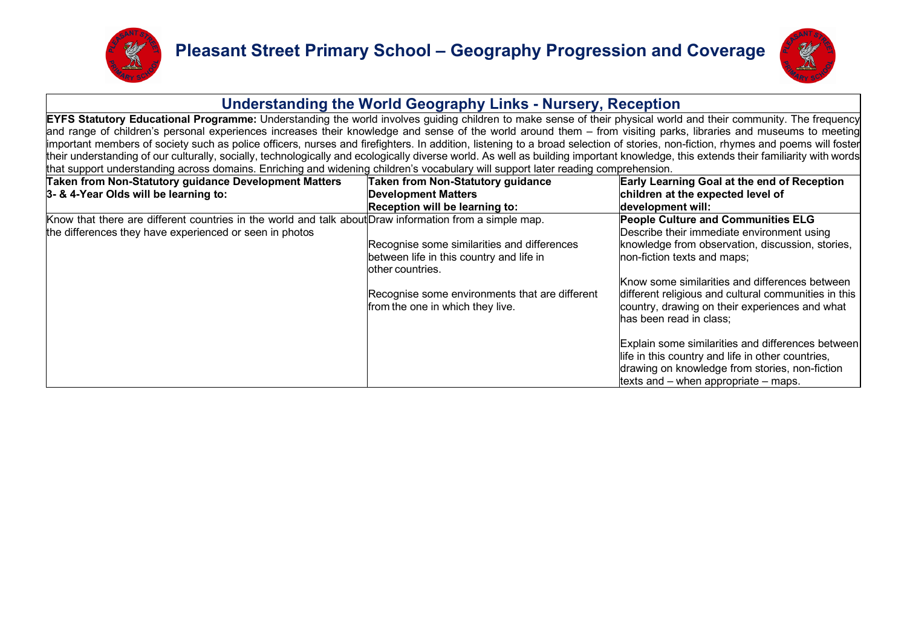# Pleasant Street Primary School – Geography Progression and Coverage

## Understanding the World Geography Links - Nursery, Reception

**EYFS Statutory Educational Programme:** Understanding the world involves guiding children to make sense of their physical world and their community. The frequency and range of children's personal experiences increases their knowledge and sense of the world around them – from visiting parks, libraries and museums to meeting important members of society such as police officers, nurses and firefighters. In addition, listening to a broad selection of stories, non-fiction, rhymes and poems will foster their understanding of our culturally, socially, technologically and ecologically diverse world. As well as building important knowledge, this extends their familiarity with words that support understanding across domains. Enriching and widening children's vocabulary will support later reading comprehension.

| **Taken from Non-Statutory guidance Development Matters 3- & 4-Year Olds will be learning to:** | **Taken from Non-Statutory guidance Development Matters Reception will be learning to:** | **Early Learning Goal at the end of Reception children at the expected level of development will:** |
|---|---|---|
| Know that there are different countries in the world and talk about the differences they have experienced or seen in photos | Draw information from a simple map.<br><br>Recognise some similarities and differences between life in this country and life in other countries.<br><br>Recognise some environments that are different from the one in which they live. | **People Culture and Communities ELG**<br>Describe their immediate environment using knowledge from observation, discussion, stories, non-fiction texts and maps;<br><br>Know some similarities and differences between different religious and cultural communities in this country, drawing on their experiences and what has been read in class;<br><br>Explain some similarities and differences between life in this country and life in other countries, drawing on knowledge from stories, non-fiction texts and – when appropriate – maps. |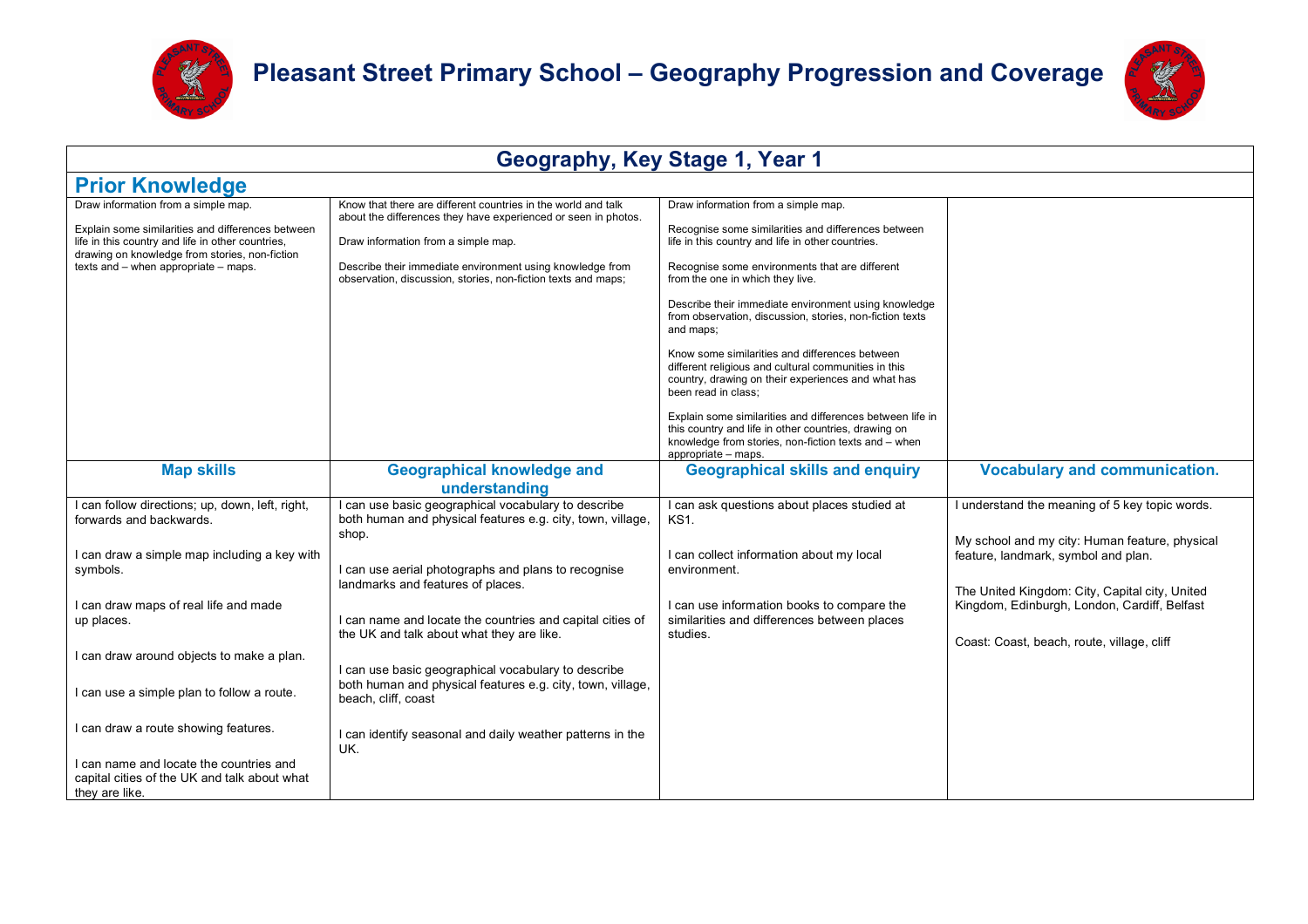# Pleasant Street Primary School – Geography Progression and Coverage

## Geography, Key Stage 1, Year 1

### Prior Knowledge

| | | | |
|---|---|---|---|
| Draw information from a simple map.<br><br>Explain some similarities and differences between life in this country and life in other countries, drawing on knowledge from stories, non-fiction texts and – when appropriate – maps. | Know that there are different countries in the world and talk about the differences they have experienced or seen in photos.<br><br>Draw information from a simple map.<br><br>Describe their immediate environment using knowledge from observation, discussion, stories, non-fiction texts and maps; | Draw information from a simple map.<br><br>Recognise some similarities and differences between life in this country and life in other countries.<br><br>Recognise some environments that are different from the one in which they live.<br><br>Describe their immediate environment using knowledge from observation, discussion, stories, non-fiction texts and maps;<br><br>Know some similarities and differences between different religious and cultural communities in this country, drawing on their experiences and what has been read in class;<br><br>Explain some similarities and differences between life in this country and life in other countries, drawing on knowledge from stories, non-fiction texts and – when appropriate – maps. | |

| Map skills | Geographical knowledge and understanding | Geographical skills and enquiry | Vocabulary and communication. |
|---|---|---|---|
| I can follow directions; up, down, left, right, forwards and backwards.<br><br>I can draw a simple map including a key with symbols.<br><br>I can draw maps of real life and made up places.<br><br>I can draw around objects to make a plan.<br><br>I can use a simple plan to follow a route.<br><br>I can draw a route showing features.<br><br>I can name and locate the countries and capital cities of the UK and talk about what they are like. | I can use basic geographical vocabulary to describe both human and physical features e.g. city, town, village, shop.<br><br>I can use aerial photographs and plans to recognise landmarks and features of places.<br><br>I can name and locate the countries and capital cities of the UK and talk about what they are like.<br><br>I can use basic geographical vocabulary to describe both human and physical features e.g. city, town, village, beach, cliff, coast<br><br>I can identify seasonal and daily weather patterns in the UK. | I can ask questions about places studied at KS1.<br><br>I can collect information about my local environment.<br><br>I can use information books to compare the similarities and differences between places studies. | I understand the meaning of 5 key topic words.<br><br>My school and my city: Human feature, physical feature, landmark, symbol and plan.<br><br>The United Kingdom: City, Capital city, United Kingdom, Edinburgh, London, Cardiff, Belfast<br><br>Coast: Coast, beach, route, village, cliff |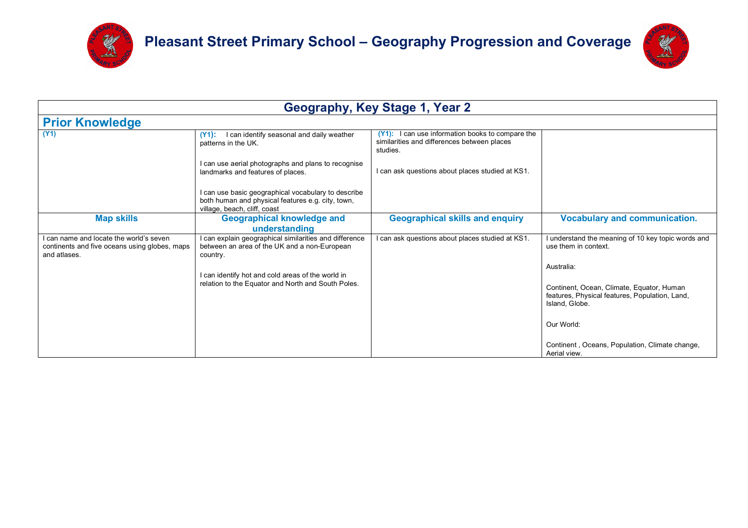# Pleasant Street Primary School – Geography Progression and Coverage

## Geography, Key Stage 1, Year 2

### Prior Knowledge

| (Y1) | (Y1): I can identify seasonal and daily weather patterns in the UK.<br><br>I can use aerial photographs and plans to recognise landmarks and features of places.<br><br>I can use basic geographical vocabulary to describe both human and physical features e.g. city, town, village, beach, cliff, coast | (Y1): I can use information books to compare the similarities and differences between places studies.<br><br>I can ask questions about places studied at KS1. | |
|---|---|---|---|
| **Map skills** | **Geographical knowledge and understanding** | **Geographical skills and enquiry** | **Vocabulary and communication.** |
| I can name and locate the world's seven continents and five oceans using globes, maps and atlases. | I can explain geographical similarities and difference between an area of the UK and a non-European country.<br><br>I can identify hot and cold areas of the world in relation to the Equator and North and South Poles. | I can ask questions about places studied at KS1. | I understand the meaning of 10 key topic words and use them in context.<br><br>Australia:<br><br>Continent, Ocean, Climate, Equator, Human features, Physical features, Population, Land, Island, Globe.<br><br>Our World:<br><br>Continent , Oceans, Population, Climate change, Aerial view. |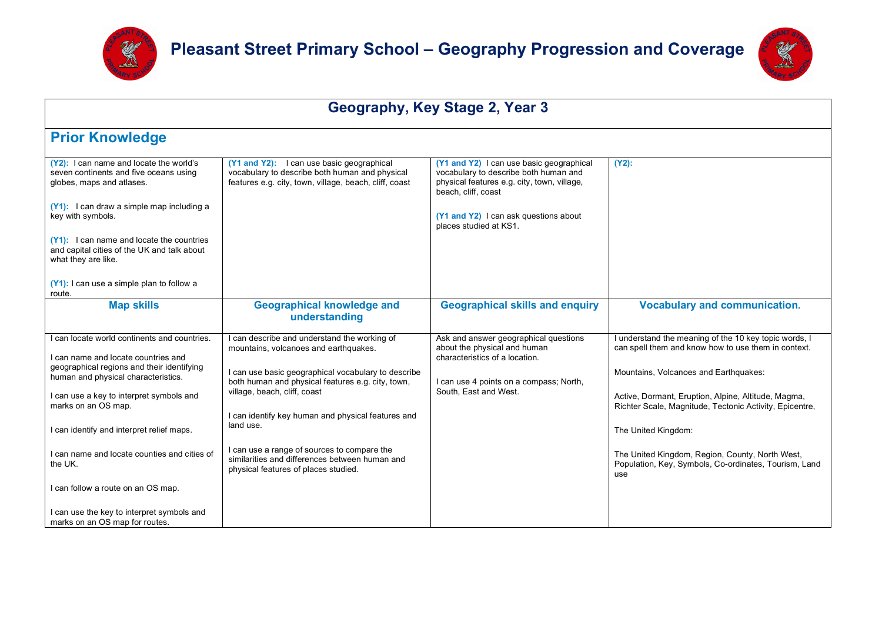# Pleasant Street Primary School – Geography Progression and Coverage

## Geography, Key Stage 2, Year 3

### Prior Knowledge

| | | | |
|---|---|---|---|
| **(Y2):** I can name and locate the world's seven continents and five oceans using globes, maps and atlases.<br><br>**(Y1):** I can draw a simple map including a key with symbols.<br><br>**(Y1):** I can name and locate the countries and capital cities of the UK and talk about what they are like.<br><br>**(Y1):** I can use a simple plan to follow a route. | **(Y1 and Y2):** I can use basic geographical vocabulary to describe both human and physical features e.g. city, town, village, beach, cliff, coast | **(Y1 and Y2)** I can use basic geographical vocabulary to describe both human and physical features e.g. city, town, village, beach, cliff, coast<br><br>**(Y1 and Y2)** I can ask questions about places studied at KS1. | **(Y2):** |

| Map skills | Geographical knowledge and understanding | Geographical skills and enquiry | Vocabulary and communication. |
|---|---|---|---|
| I can locate world continents and countries.<br><br>I can name and locate countries and geographical regions and their identifying human and physical characteristics.<br><br>I can use a key to interpret symbols and marks on an OS map.<br><br>I can identify and interpret relief maps.<br><br>I can name and locate counties and cities of the UK.<br><br>I can follow a route on an OS map.<br><br>I can use the key to interpret symbols and marks on an OS map for routes. | I can describe and understand the working of mountains, volcanoes and earthquakes.<br><br>I can use basic geographical vocabulary to describe both human and physical features e.g. city, town, village, beach, cliff, coast<br><br>I can identify key human and physical features and land use.<br><br>I can use a range of sources to compare the similarities and differences between human and physical features of places studied. | Ask and answer geographical questions about the physical and human characteristics of a location.<br><br>I can use 4 points on a compass; North, South, East and West. | I understand the meaning of the 10 key topic words, I can spell them and know how to use them in context.<br><br>Mountains, Volcanoes and Earthquakes:<br><br>Active, Dormant, Eruption, Alpine, Altitude, Magma, Richter Scale, Magnitude, Tectonic Activity, Epicentre,<br><br>The United Kingdom:<br><br>The United Kingdom, Region, County, North West, Population, Key, Symbols, Co-ordinates, Tourism, Land use |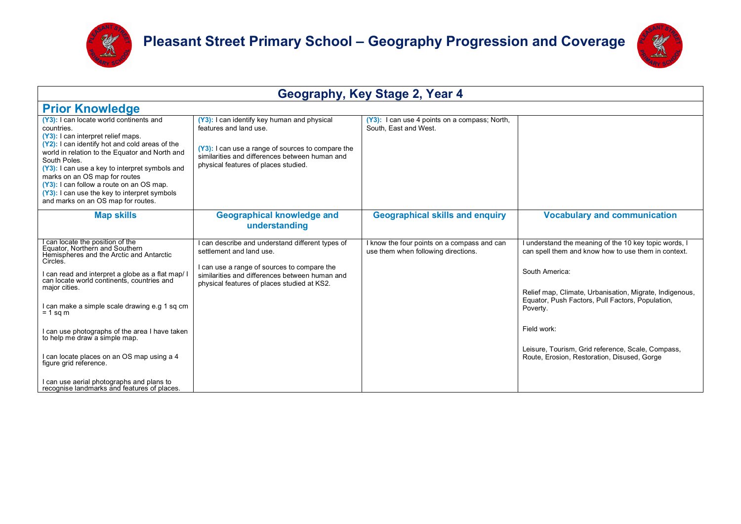# Pleasant Street Primary School – Geography Progression and Coverage

## Geography, Key Stage 2, Year 4

### Prior Knowledge

| | | | |
|---|---|---|---|
| (Y3): I can locate world continents and countries.<br>(Y3): I can interpret relief maps.<br>(Y2): I can identify hot and cold areas of the world in relation to the Equator and North and South Poles.<br>(Y3): I can use a key to interpret symbols and marks on an OS map for routes<br>(Y3): I can follow a route on an OS map.<br>(Y3): I can use the key to interpret symbols and marks on an OS map for routes. | (Y3): I can identify key human and physical features and land use.<br><br>(Y3): I can use a range of sources to compare the similarities and differences between human and physical features of places studied. | (Y3): I can use 4 points on a compass; North, South, East and West. | |
| **Map skills** | **Geographical knowledge and understanding** | **Geographical skills and enquiry** | **Vocabulary and communication** |
| I can locate the position of the Equator, Northern and Southern Hemispheres and the Arctic and Antarctic Circles.<br><br>I can read and interpret a globe as a flat map/ I can locate world continents, countries and major cities.<br><br>I can make a simple scale drawing e.g 1 sq cm = 1 sq m<br><br>I can use photographs of the area I have taken to help me draw a simple map.<br><br>I can locate places on an OS map using a 4 figure grid reference.<br><br>I can use aerial photographs and plans to recognise landmarks and features of places. | I can describe and understand different types of settlement and land use.<br><br>I can use a range of sources to compare the similarities and differences between human and physical features of places studied at KS2. | I know the four points on a compass and can use them when following directions. | I understand the meaning of the 10 key topic words, I can spell them and know how to use them in context.<br><br>South America:<br><br>Relief map, Climate, Urbanisation, Migrate, Indigenous, Equator, Push Factors, Pull Factors, Population, Poverty.<br><br>Field work:<br><br>Leisure, Tourism, Grid reference, Scale, Compass, Route, Erosion, Restoration, Disused, Gorge |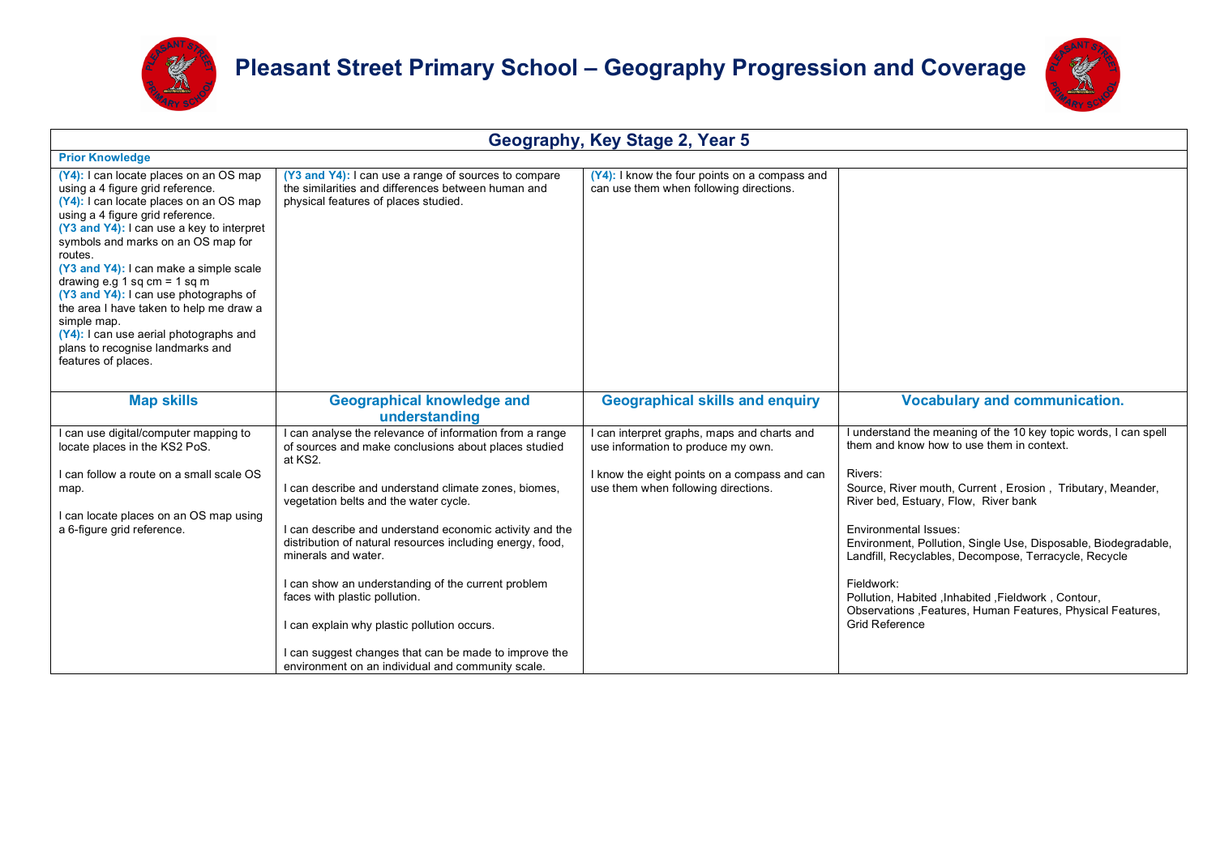# Pleasant Street Primary School – Geography Progression and Coverage

| Geography, Key Stage 2, Year 5 | | | |
|---|---|---|---|
| **Prior Knowledge** | | | |
| **(Y4):** I can locate places on an OS map using a 4 figure grid reference.<br>**(Y4):** I can locate places on an OS map using a 4 figure grid reference.<br>**(Y3 and Y4):** I can use a key to interpret symbols and marks on an OS map for routes.<br>**(Y3 and Y4):** I can make a simple scale drawing e.g 1 sq cm = 1 sq m<br>**(Y3 and Y4):** I can use photographs of the area I have taken to help me draw a simple map.<br>**(Y4):** I can use aerial photographs and plans to recognise landmarks and features of places. | **(Y3 and Y4):** I can use a range of sources to compare the similarities and differences between human and physical features of places studied. | **(Y4):** I know the four points on a compass and can use them when following directions. | |
| **Map skills** | **Geographical knowledge and understanding** | **Geographical skills and enquiry** | **Vocabulary and communication.** |
| I can use digital/computer mapping to locate places in the KS2 PoS.<br><br>I can follow a route on a small scale OS map.<br><br>I can locate places on an OS map using a 6-figure grid reference. | I can analyse the relevance of information from a range of sources and make conclusions about places studied at KS2.<br><br>I can describe and understand climate zones, biomes, vegetation belts and the water cycle.<br><br>I can describe and understand economic activity and the distribution of natural resources including energy, food, minerals and water.<br><br>I can show an understanding of the current problem faces with plastic pollution.<br><br>I can explain why plastic pollution occurs.<br><br>I can suggest changes that can be made to improve the environment on an individual and community scale. | I can interpret graphs, maps and charts and use information to produce my own.<br><br>I know the eight points on a compass and can use them when following directions. | I understand the meaning of the 10 key topic words, I can spell them and know how to use them in context.<br><br>Rivers:<br>Source, River mouth, Current , Erosion , Tributary, Meander, River bed, Estuary, Flow, River bank<br><br>Environmental Issues:<br>Environment, Pollution, Single Use, Disposable, Biodegradable, Landfill, Recyclables, Decompose, Terracycle, Recycle<br><br>Fieldwork:<br>Pollution, Habited ,Inhabited ,Fieldwork , Contour, Observations ,Features, Human Features, Physical Features, Grid Reference |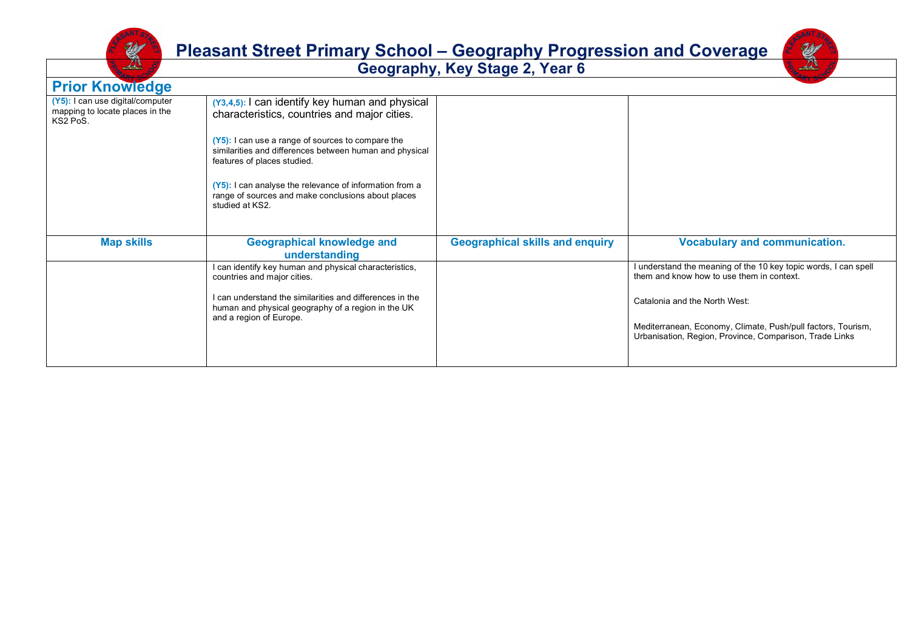# Pleasant Street Primary School – Geography Progression and Coverage

## Geography, Key Stage 2, Year 6

### Prior Knowledge

| | | | |
|---|---|---|---|
| (Y5): I can use digital/computer mapping to locate places in the KS2 PoS. | (Y3,4,5): I can identify key human and physical characteristics, countries and major cities.<br><br>(Y5): I can use a range of sources to compare the similarities and differences between human and physical features of places studied.<br><br>(Y5): I can analyse the relevance of information from a range of sources and make conclusions about places studied at KS2. | | |
| **Map skills** | **Geographical knowledge and understanding** | **Geographical skills and enquiry** | **Vocabulary and communication.** |
| | I can identify key human and physical characteristics, countries and major cities.<br><br>I can understand the similarities and differences in the human and physical geography of a region in the UK and a region of Europe. | | I understand the meaning of the 10 key topic words, I can spell them and know how to use them in context.<br><br>Catalonia and the North West:<br><br>Mediterranean, Economy, Climate, Push/pull factors, Tourism, Urbanisation, Region, Province, Comparison, Trade Links |